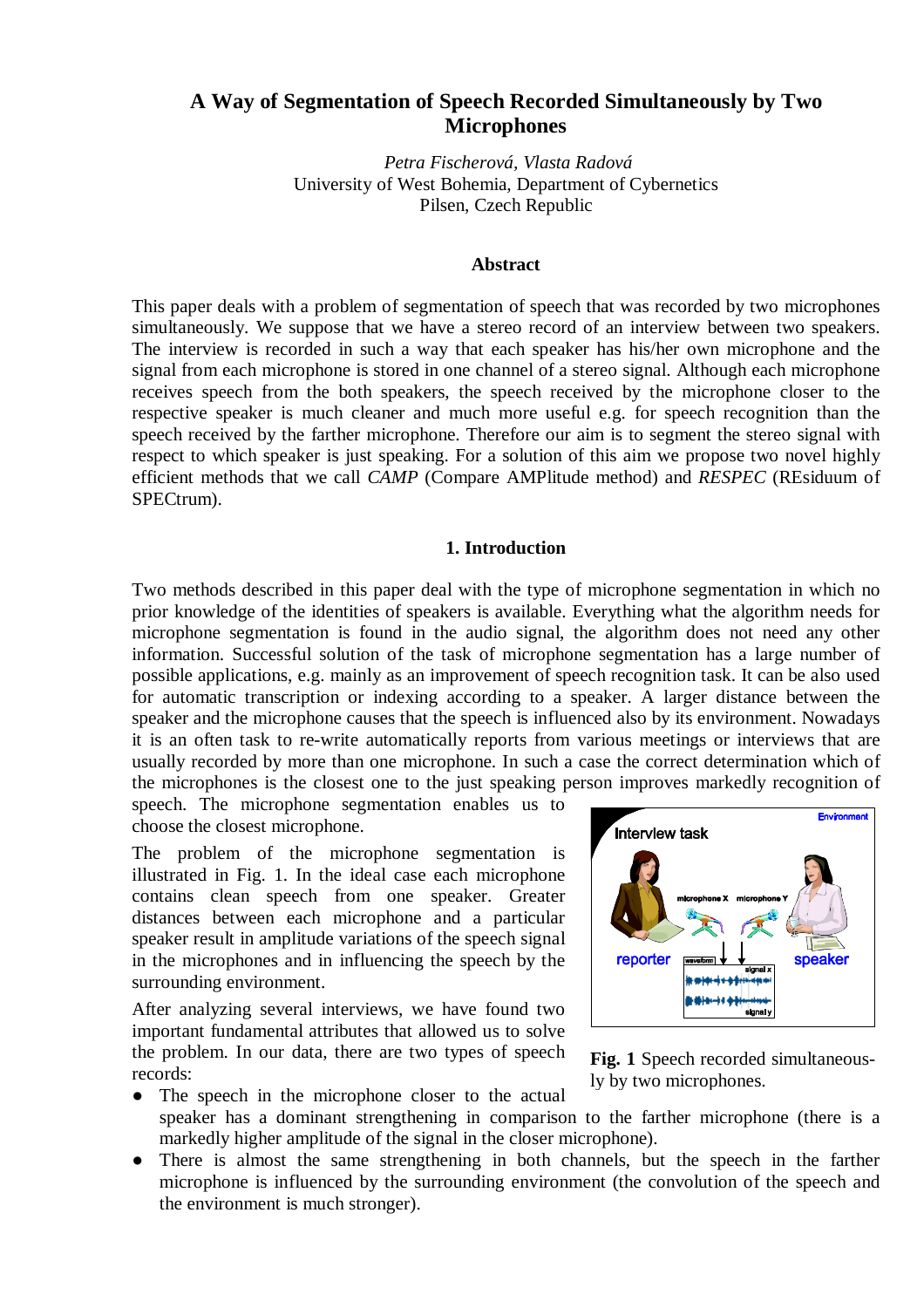# A Way of Segmentation of Speech Recorded Simultaneously by Two Microphones

*Petra Fischerová, Vlasta Radová*
University of West Bohemia, Department of Cybernetics
Pilsen, Czech Republic

### Abstract

This paper deals with a problem of segmentation of speech that was recorded by two microphones simultaneously. We suppose that we have a stereo record of an interview between two speakers. The interview is recorded in such a way that each speaker has his/her own microphone and the signal from each microphone is stored in one channel of a stereo signal. Although each microphone receives speech from the both speakers, the speech received by the microphone closer to the respective speaker is much cleaner and much more useful e.g. for speech recognition than the speech received by the farther microphone. Therefore our aim is to segment the stereo signal with respect to which speaker is just speaking. For a solution of this aim we propose two novel highly efficient methods that we call *CAMP* (Compare AMPlitude method) and *RESPEC* (REsiduum of SPECtrum).

## 1. Introduction

Two methods described in this paper deal with the type of microphone segmentation in which no prior knowledge of the identities of speakers is available. Everything what the algorithm needs for microphone segmentation is found in the audio signal, the algorithm does not need any other information. Successful solution of the task of microphone segmentation has a large number of possible applications, e.g. mainly as an improvement of speech recognition task. It can be also used for automatic transcription or indexing according to a speaker. A larger distance between the speaker and the microphone causes that the speech is influenced also by its environment. Nowadays it is an often task to re-write automatically reports from various meetings or interviews that are usually recorded by more than one microphone. In such a case the correct determination which of the microphones is the closest one to the just speaking person improves markedly recognition of speech. The microphone segmentation enables us to choose the closest microphone.

The problem of the microphone segmentation is illustrated in Fig. 1. In the ideal case each microphone contains clean speech from one speaker. Greater distances between each microphone and a particular speaker result in amplitude variations of the speech signal in the microphones and in influencing the speech by the surrounding environment.

**Fig. 1** Speech recorded simultaneously by two microphones.

After analyzing several interviews, we have found two important fundamental attributes that allowed us to solve the problem. In our data, there are two types of speech records:

- The speech in the microphone closer to the actual speaker has a dominant strengthening in comparison to the farther microphone (there is a markedly higher amplitude of the signal in the closer microphone).
- There is almost the same strengthening in both channels, but the speech in the farther microphone is influenced by the surrounding environment (the convolution of the speech and the environment is much stronger).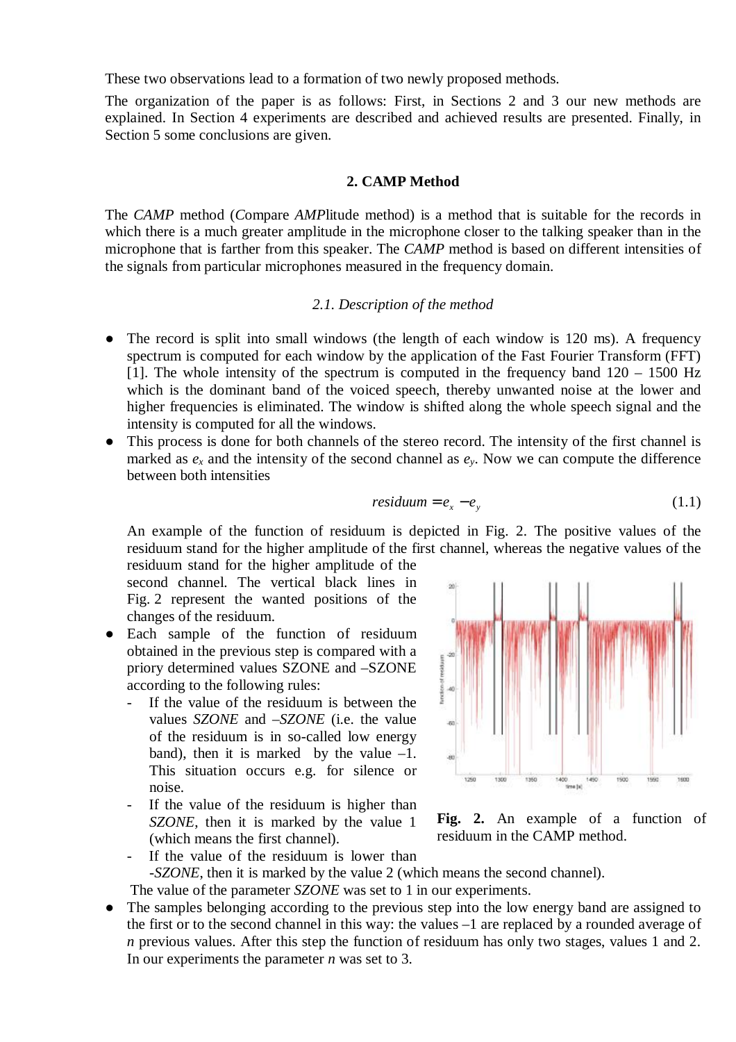These two observations lead to a formation of two newly proposed methods.

The organization of the paper is as follows: First, in Sections 2 and 3 our new methods are explained. In Section 4 experiments are described and achieved results are presented. Finally, in Section 5 some conclusions are given.

## 2. CAMP Method

The *CAMP* method (*C*ompare *AMP*litude method) is a method that is suitable for the records in which there is a much greater amplitude in the microphone closer to the talking speaker than in the microphone that is farther from this speaker. The *CAMP* method is based on different intensities of the signals from particular microphones measured in the frequency domain.

### *2.1. Description of the method*

- The record is split into small windows (the length of each window is 120 ms). A frequency spectrum is computed for each window by the application of the Fast Fourier Transform (FFT) [1]. The whole intensity of the spectrum is computed in the frequency band 120 – 1500 Hz which is the dominant band of the voiced speech, thereby unwanted noise at the lower and higher frequencies is eliminated. The window is shifted along the whole speech signal and the intensity is computed for all the windows.
- This process is done for both channels of the stereo record. The intensity of the first channel is marked as $e_x$ and the intensity of the second channel as $e_y$. Now we can compute the difference between both intensities

$$residuum = e_x - e_y \tag{1.1}$$

  An example of the function of residuum is depicted in Fig. 2. The positive values of the residuum stand for the higher amplitude of the first channel, whereas the negative values of the residuum stand for the higher amplitude of the second channel. The vertical black lines in Fig. 2 represent the wanted positions of the changes of the residuum.

**Fig. 2.** An example of a function of residuum in the CAMP method.

- Each sample of the function of residuum obtained in the previous step is compared with a priory determined values SZONE and –SZONE according to the following rules:
  - If the value of the residuum is between the values *SZONE* and *–SZONE* (i.e. the value of the residuum is in so-called low energy band), then it is marked by the value –1. This situation occurs e.g. for silence or noise.
  - If the value of the residuum is higher than *SZONE*, then it is marked by the value 1 (which means the first channel).
  - If the value of the residuum is lower than -*SZONE*, then it is marked by the value 2 (which means the second channel).

  The value of the parameter *SZONE* was set to 1 in our experiments.
- The samples belonging according to the previous step into the low energy band are assigned to the first or to the second channel in this way: the values –1 are replaced by a rounded average of *n* previous values. After this step the function of residuum has only two stages, values 1 and 2. In our experiments the parameter *n* was set to 3.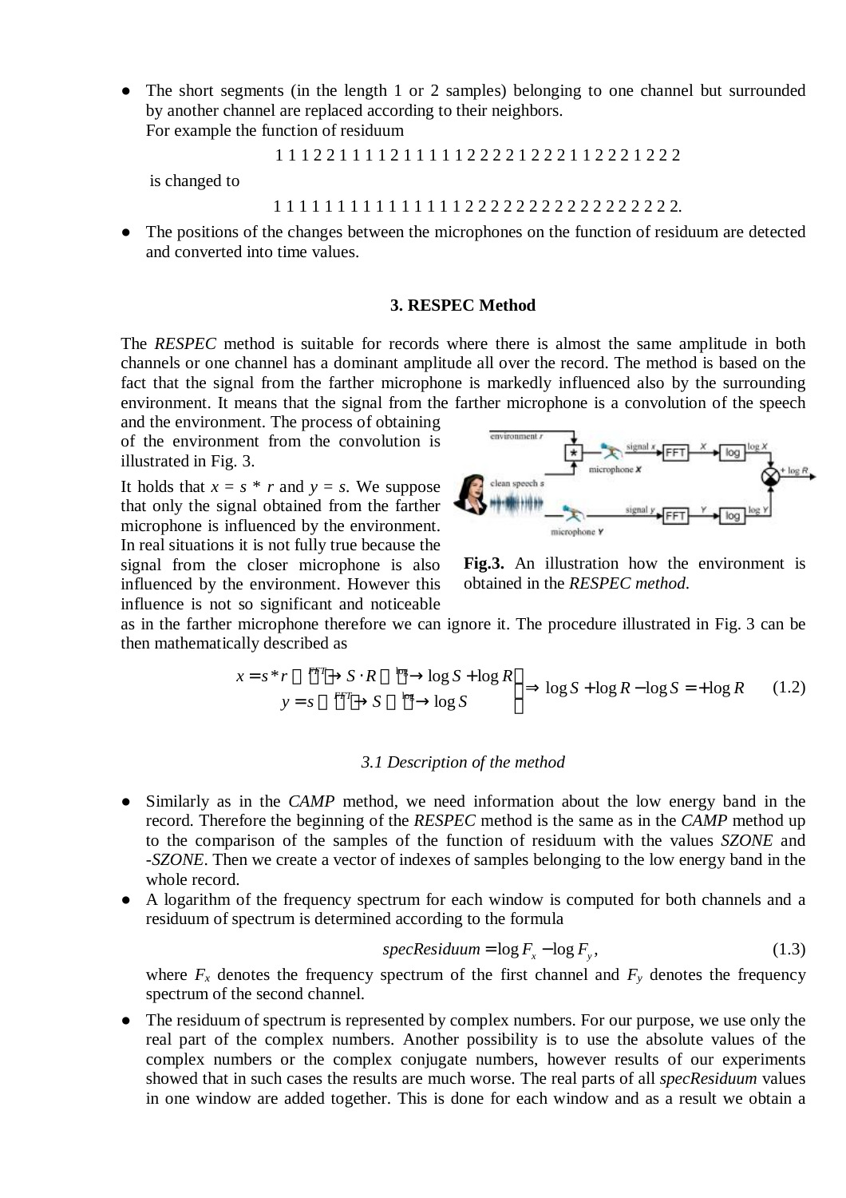- The short segments (in the length 1 or 2 samples) belonging to one channel but surrounded by another channel are replaced according to their neighbors.
  For example the function of residuum

  1 1 1 2 2 1 1 1 1 2 1 1 1 1 1 2 2 2 2 1 2 2 2 1 1 2 2 2 1 2 2 2

  is changed to

  1 1 1 1 1 1 1 1 1 1 1 1 1 1 1 2 2 2 2 2 2 2 2 2 2 2 2 2 2 2 2 2.
- The positions of the changes between the microphones on the function of residuum are detected and converted into time values.

### 3. RESPEC Method

The *RESPEC* method is suitable for records where there is almost the same amplitude in both channels or one channel has a dominant amplitude all over the record. The method is based on the fact that the signal from the farther microphone is markedly influenced also by the surrounding environment. It means that the signal from the farther microphone is a convolution of the speech and the environment. The process of obtaining of the environment from the convolution is illustrated in Fig. 3.

It holds that $x = s * r$ and $y = s$. We suppose that only the signal obtained from the farther microphone is influenced by the environment. In real situations it is not fully true because the signal from the closer microphone is also influenced by the environment. However this influence is not so significant and noticeable as in the farther microphone therefore we can ignore it. The procedure illustrated in Fig. 3 can be then mathematically described as

**Fig.3.** An illustration how the environment is obtained in the *RESPEC method*.

$$\left.\begin{array}{r} x = s * r \xrightarrow{FFT} S \cdot R \xrightarrow{\log} \log S + \log R \\ y = s \xrightarrow{FFT} S \xrightarrow{\log} \log S \end{array}\right\} \Rightarrow \log S + \log R - \log S = +\log R \qquad (1.2)$$

#### 3.1 Description of the method

- Similarly as in the *CAMP* method, we need information about the low energy band in the record. Therefore the beginning of the *RESPEC* method is the same as in the *CAMP* method up to the comparison of the samples of the function of residuum with the values *SZONE* and *-SZONE*. Then we create a vector of indexes of samples belonging to the low energy band in the whole record.
- A logarithm of the frequency spectrum for each window is computed for both channels and a residuum of spectrum is determined according to the formula

  $$specResiduum = \log F_x - \log F_y, \qquad (1.3)$$

  where $F_x$ denotes the frequency spectrum of the first channel and $F_y$ denotes the frequency spectrum of the second channel.
- The residuum of spectrum is represented by complex numbers. For our purpose, we use only the real part of the complex numbers. Another possibility is to use the absolute values of the complex numbers or the complex conjugate numbers, however results of our experiments showed that in such cases the results are much worse. The real parts of all *specResiduum* values in one window are added together. This is done for each window and as a result we obtain a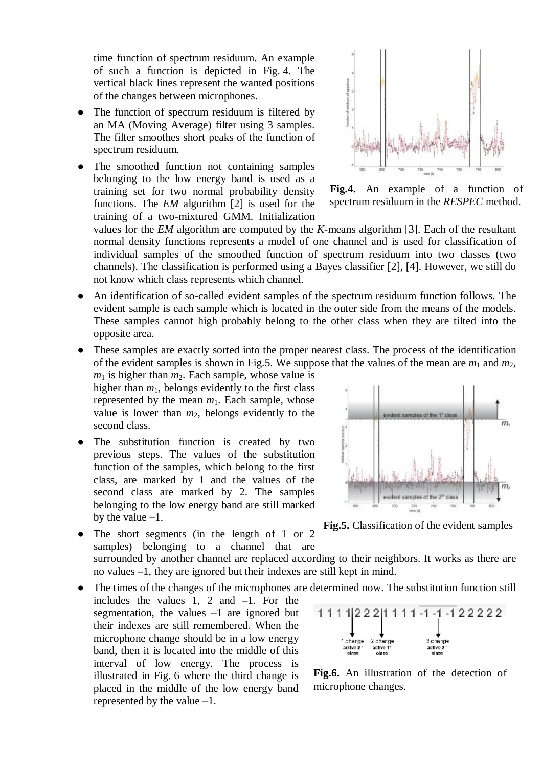time function of spectrum residuum. An example of such a function is depicted in Fig. 4. The vertical black lines represent the wanted positions of the changes between microphones.

- The function of spectrum residuum is filtered by an MA (Moving Average) filter using 3 samples. The filter smoothes short peaks of the function of spectrum residuum.
- The smoothed function not containing samples belonging to the low energy band is used as a training set for two normal probability density functions. The *EM* algorithm [2] is used for the training of a two-mixtured GMM. Initialization values for the *EM* algorithm are computed by the *K*-means algorithm [3]. Each of the resultant normal density functions represents a model of one channel and is used for classification of individual samples of the smoothed function of spectrum residuum into two classes (two channels). The classification is performed using a Bayes classifier [2], [4]. However, we still do not know which class represents which channel.
- An identification of so-called evident samples of the spectrum residuum function follows. The evident sample is each sample which is located in the outer side from the means of the models. These samples cannot high probably belong to the other class when they are tilted into the opposite area.
- These samples are exactly sorted into the proper nearest class. The process of the identification of the evident samples is shown in Fig.5. We suppose that the values of the mean are $m_1$ and $m_2$, $m_1$ is higher than $m_2$. Each sample, whose value is higher than $m_1$, belongs evidently to the first class represented by the mean $m_1$. Each sample, whose value is lower than $m_2$, belongs evidently to the second class.
- The substitution function is created by two previous steps. The values of the substitution function of the samples, which belong to the first class, are marked by 1 and the values of the second class are marked by 2. The samples belonging to the low energy band are still marked by the value –1.
- The short segments (in the length of 1 or 2 samples) belonging to a channel that are surrounded by another channel are replaced according to their neighbors. It works as there are no values –1, they are ignored but their indexes are still kept in mind.
- The times of the changes of the microphones are determined now. The substitution function still includes the values 1, 2 and –1. For the segmentation, the values –1 are ignored but their indexes are still remembered. When the microphone change should be in a low energy band, then it is located into the middle of this interval of low energy. The process is illustrated in Fig. 6 where the third change is placed in the middle of the low energy band represented by the value –1.

**Fig.4.** An example of a function of spectrum residuum in the *RESPEC* method.

**Fig.5.** Classification of the evident samples

**Fig.6.** An illustration of the detection of microphone changes.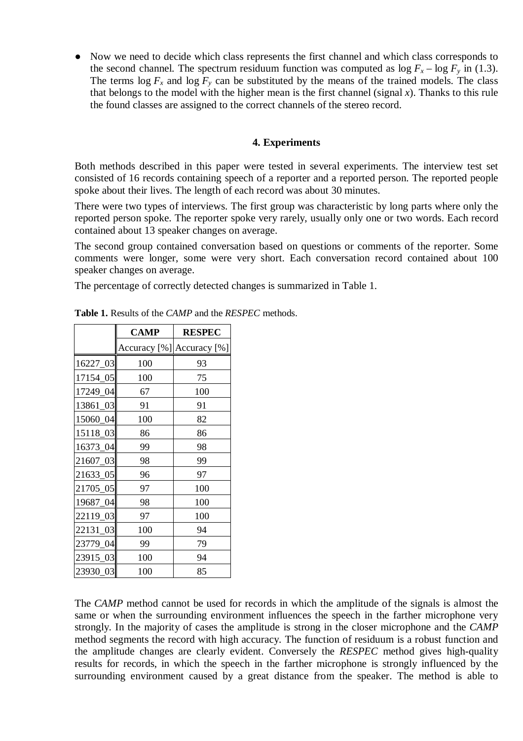- Now we need to decide which class represents the first channel and which class corresponds to the second channel. The spectrum residuum function was computed as $\log F_x - \log F_y$ in (1.3). The terms $\log F_x$ and $\log F_y$ can be substituted by the means of the trained models. The class that belongs to the model with the higher mean is the first channel (signal $x$). Thanks to this rule the found classes are assigned to the correct channels of the stereo record.

## 4. Experiments

Both methods described in this paper were tested in several experiments. The interview test set consisted of 16 records containing speech of a reporter and a reported person. The reported people spoke about their lives. The length of each record was about 30 minutes.

There were two types of interviews. The first group was characteristic by long parts where only the reported person spoke. The reporter spoke very rarely, usually only one or two words. Each record contained about 13 speaker changes on average.

The second group contained conversation based on questions or comments of the reporter. Some comments were longer, some were very short. Each conversation record contained about 100 speaker changes on average.

The percentage of correctly detected changes is summarized in Table 1.

**Table 1.** Results of the *CAMP* and the *RESPEC* methods.

| | **CAMP** | **RESPEC** |
|---|---|---|
| | Accuracy [%] | Accuracy [%] |
| 16227_03 | 100 | 93 |
| 17154_05 | 100 | 75 |
| 17249_04 | 67 | 100 |
| 13861_03 | 91 | 91 |
| 15060_04 | 100 | 82 |
| 15118_03 | 86 | 86 |
| 16373_04 | 99 | 98 |
| 21607_03 | 98 | 99 |
| 21633_05 | 96 | 97 |
| 21705_05 | 97 | 100 |
| 19687_04 | 98 | 100 |
| 22119_03 | 97 | 100 |
| 22131_03 | 100 | 94 |
| 23779_04 | 99 | 79 |
| 23915_03 | 100 | 94 |
| 23930_03 | 100 | 85 |

The *CAMP* method cannot be used for records in which the amplitude of the signals is almost the same or when the surrounding environment influences the speech in the farther microphone very strongly. In the majority of cases the amplitude is strong in the closer microphone and the *CAMP* method segments the record with high accuracy. The function of residuum is a robust function and the amplitude changes are clearly evident. Conversely the *RESPEC* method gives high-quality results for records, in which the speech in the farther microphone is strongly influenced by the surrounding environment caused by a great distance from the speaker. The method is able to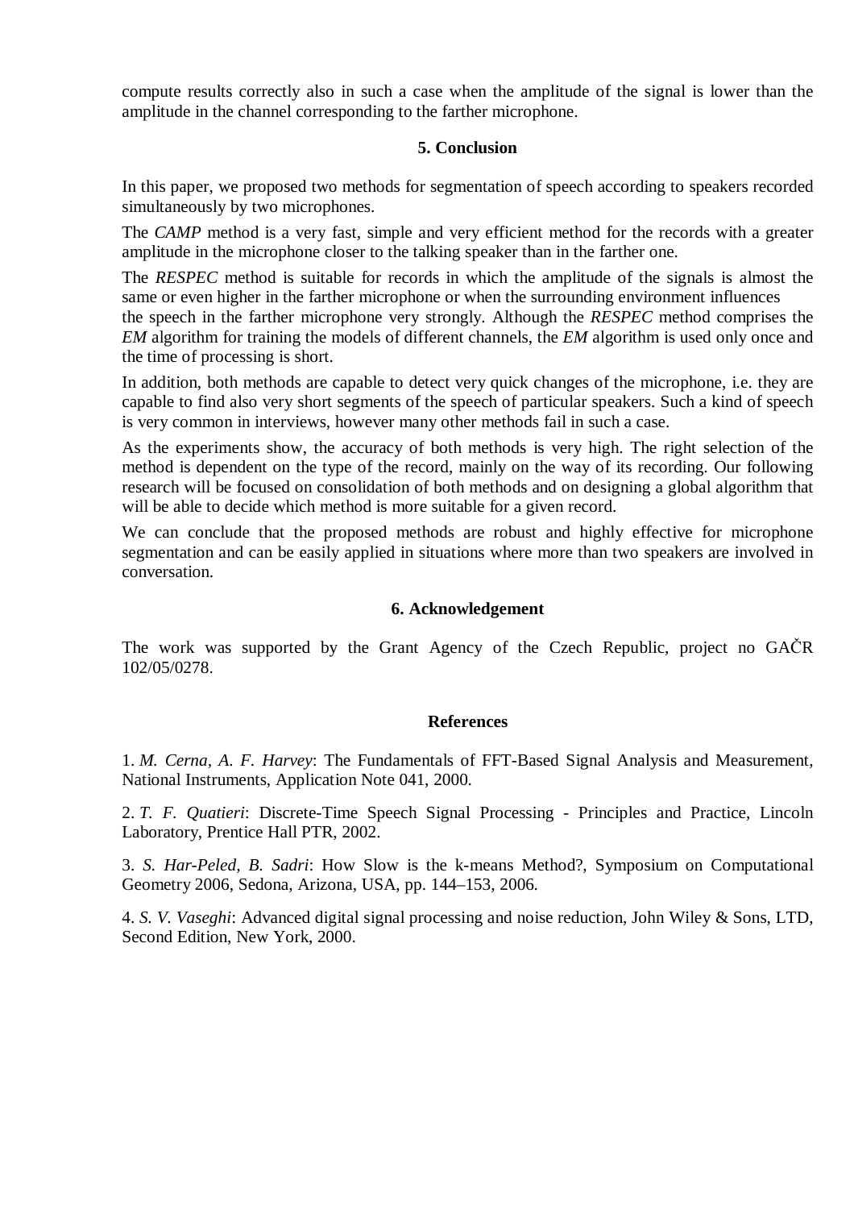compute results correctly also in such a case when the amplitude of the signal is lower than the amplitude in the channel corresponding to the farther microphone.

## 5. Conclusion

In this paper, we proposed two methods for segmentation of speech according to speakers recorded simultaneously by two microphones.

The *CAMP* method is a very fast, simple and very efficient method for the records with a greater amplitude in the microphone closer to the talking speaker than in the farther one.

The *RESPEC* method is suitable for records in which the amplitude of the signals is almost the same or even higher in the farther microphone or when the surrounding environment influences the speech in the farther microphone very strongly. Although the *RESPEC* method comprises the *EM* algorithm for training the models of different channels, the *EM* algorithm is used only once and the time of processing is short.

In addition, both methods are capable to detect very quick changes of the microphone, i.e. they are capable to find also very short segments of the speech of particular speakers. Such a kind of speech is very common in interviews, however many other methods fail in such a case.

As the experiments show, the accuracy of both methods is very high. The right selection of the method is dependent on the type of the record, mainly on the way of its recording. Our following research will be focused on consolidation of both methods and on designing a global algorithm that will be able to decide which method is more suitable for a given record.

We can conclude that the proposed methods are robust and highly effective for microphone segmentation and can be easily applied in situations where more than two speakers are involved in conversation.

## 6. Acknowledgement

The work was supported by the Grant Agency of the Czech Republic, project no GAČR 102/05/0278.

## References

1. *M. Cerna, A. F. Harvey*: The Fundamentals of FFT-Based Signal Analysis and Measurement, National Instruments, Application Note 041, 2000.

2. *T. F. Quatieri*: Discrete-Time Speech Signal Processing - Principles and Practice, Lincoln Laboratory, Prentice Hall PTR, 2002.

3. *S. Har-Peled, B. Sadri*: How Slow is the k-means Method?, Symposium on Computational Geometry 2006, Sedona, Arizona, USA, pp. 144–153, 2006.

4. *S. V. Vaseghi*: Advanced digital signal processing and noise reduction, John Wiley & Sons, LTD, Second Edition, New York, 2000.